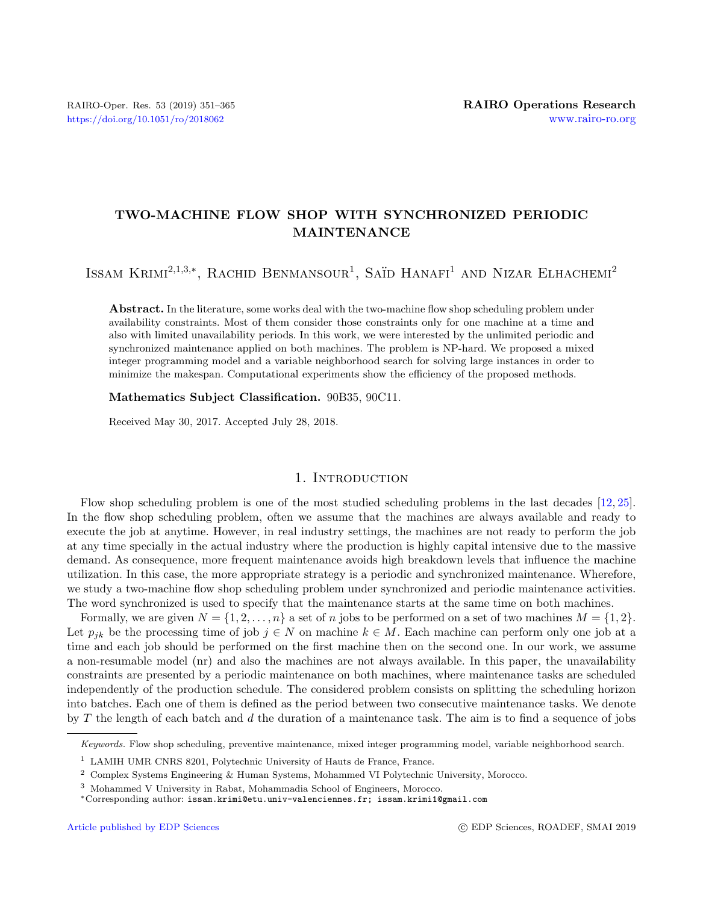# TWO-MACHINE FLOW SHOP WITH SYNCHRONIZED PERIODIC MAINTENANCE

Issam Krimi[2,1,3,*], Rachid Benmansour[1], Saïd Hanafi[1] and Nizar Elhachemi[2]

**Abstract.** In the literature, some works deal with the two-machine flow shop scheduling problem under availability constraints. Most of them consider those constraints only for one machine at a time and also with limited unavailability periods. In this work, we were interested by the unlimited periodic and synchronized maintenance applied on both machines. The problem is NP-hard. We proposed a mixed integer programming model and a variable neighborhood search for solving large instances in order to minimize the makespan. Computational experiments show the efficiency of the proposed methods.

**Mathematics Subject Classification.** 90B35, 90C11.

Received May 30, 2017. Accepted July 28, 2018.

## 1. Introduction

Flow shop scheduling problem is one of the most studied scheduling problems in the last decades [12, 25]. In the flow shop scheduling problem, often we assume that the machines are always available and ready to execute the job at anytime. However, in real industry settings, the machines are not ready to perform the job at any time specially in the actual industry where the production is highly capital intensive due to the massive demand. As consequence, more frequent maintenance avoids high breakdown levels that influence the machine utilization. In this case, the more appropriate strategy is a periodic and synchronized maintenance. Wherefore, we study a two-machine flow shop scheduling problem under synchronized and periodic maintenance activities. The word synchronized is used to specify that the maintenance starts at the same time on both machines.

Formally, we are given $N = \{1, 2, \ldots, n\}$ a set of $n$ jobs to be performed on a set of two machines $M = \{1, 2\}$. Let $p_{jk}$ be the processing time of job $j \in N$ on machine $k \in M$. Each machine can perform only one job at a time and each job should be performed on the first machine then on the second one. In our work, we assume a non-resumable model (nr) and also the machines are not always available. In this paper, the unavailability constraints are presented by a periodic maintenance on both machines, where maintenance tasks are scheduled independently of the production schedule. The considered problem consists on splitting the scheduling horizon into batches. Each one of them is defined as the period between two consecutive maintenance tasks. We denote by $T$ the length of each batch and $d$ the duration of a maintenance task. The aim is to find a sequence of jobs

*Keywords.* Flow shop scheduling, preventive maintenance, mixed integer programming model, variable neighborhood search.

[1] LAMIH UMR CNRS 8201, Polytechnic University of Hauts de France, France.

[2] Complex Systems Engineering & Human Systems, Mohammed VI Polytechnic University, Morocco.

[3] Mohammed V University in Rabat, Mohammadia School of Engineers, Morocco.

[*]Corresponding author: issam.krimi@etu.univ-valenciennes.fr; issam.krimi1@gmail.com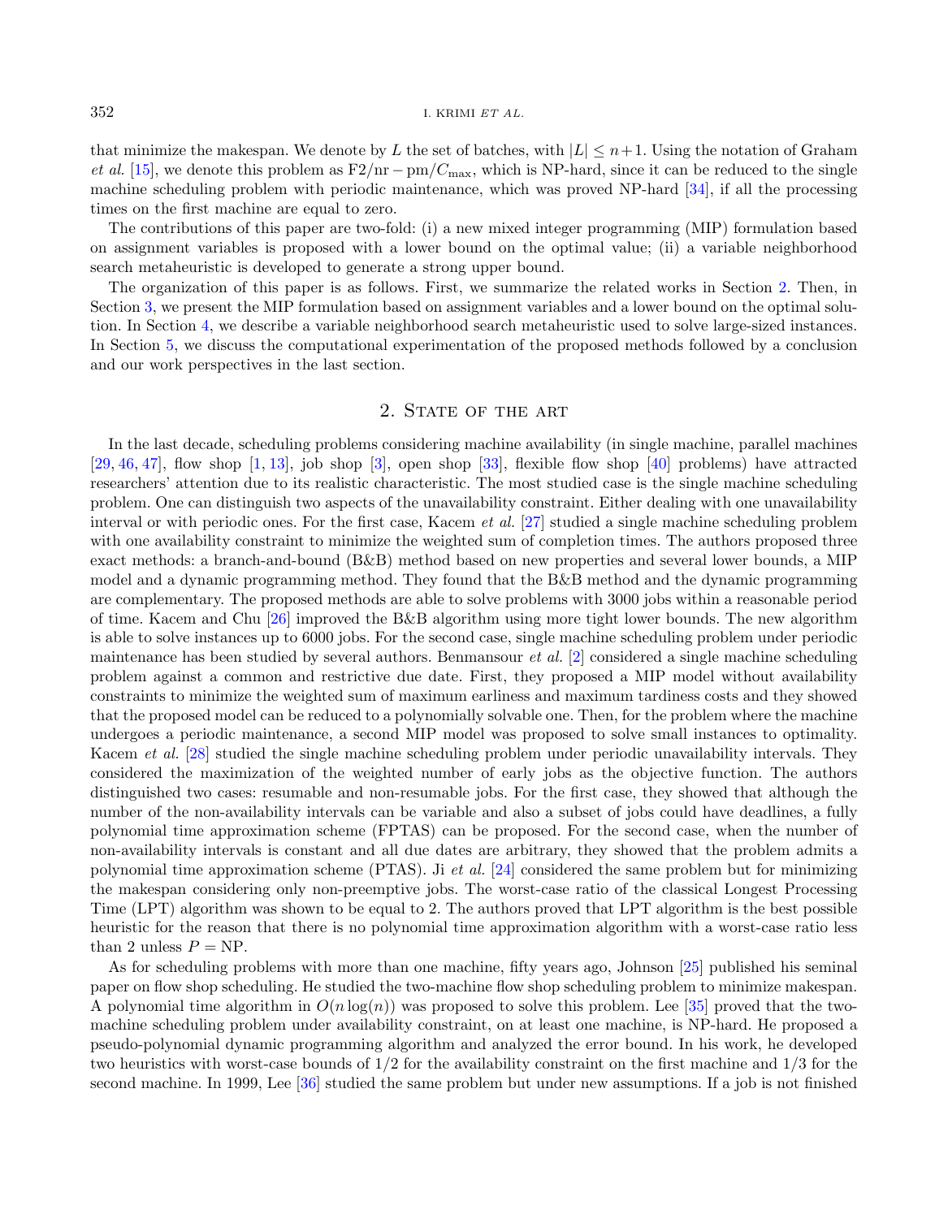that minimize the makespan. We denote by $L$ the set of batches, with $|L| \leq n+1$. Using the notation of Graham *et al.* [15], we denote this problem as $\text{F2/nr} - \text{pm}/C_{\max}$, which is NP-hard, since it can be reduced to the single machine scheduling problem with periodic maintenance, which was proved NP-hard [34], if all the processing times on the first machine are equal to zero.

The contributions of this paper are two-fold: (i) a new mixed integer programming (MIP) formulation based on assignment variables is proposed with a lower bound on the optimal value; (ii) a variable neighborhood search metaheuristic is developed to generate a strong upper bound.

The organization of this paper is as follows. First, we summarize the related works in Section 2. Then, in Section 3, we present the MIP formulation based on assignment variables and a lower bound on the optimal solution. In Section 4, we describe a variable neighborhood search metaheuristic used to solve large-sized instances. In Section 5, we discuss the computational experimentation of the proposed methods followed by a conclusion and our work perspectives in the last section.

## 2. State of the art

In the last decade, scheduling problems considering machine availability (in single machine, parallel machines [29, 46, 47], flow shop [1, 13], job shop [3], open shop [33], flexible flow shop [40] problems) have attracted researchers' attention due to its realistic characteristic. The most studied case is the single machine scheduling problem. One can distinguish two aspects of the unavailability constraint. Either dealing with one unavailability interval or with periodic ones. For the first case, Kacem *et al.* [27] studied a single machine scheduling problem with one availability constraint to minimize the weighted sum of completion times. The authors proposed three exact methods: a branch-and-bound (B&B) method based on new properties and several lower bounds, a MIP model and a dynamic programming method. They found that the B&B method and the dynamic programming are complementary. The proposed methods are able to solve problems with 3000 jobs within a reasonable period of time. Kacem and Chu [26] improved the B&B algorithm using more tight lower bounds. The new algorithm is able to solve instances up to 6000 jobs. For the second case, single machine scheduling problem under periodic maintenance has been studied by several authors. Benmansour *et al.* [2] considered a single machine scheduling problem against a common and restrictive due date. First, they proposed a MIP model without availability constraints to minimize the weighted sum of maximum earliness and maximum tardiness costs and they showed that the proposed model can be reduced to a polynomially solvable one. Then, for the problem where the machine undergoes a periodic maintenance, a second MIP model was proposed to solve small instances to optimality. Kacem *et al.* [28] studied the single machine scheduling problem under periodic unavailability intervals. They considered the maximization of the weighted number of early jobs as the objective function. The authors distinguished two cases: resumable and non-resumable jobs. For the first case, they showed that although the number of the non-availability intervals can be variable and also a subset of jobs could have deadlines, a fully polynomial time approximation scheme (FPTAS) can be proposed. For the second case, when the number of non-availability intervals is constant and all due dates are arbitrary, they showed that the problem admits a polynomial time approximation scheme (PTAS). Ji *et al.* [24] considered the same problem but for minimizing the makespan considering only non-preemptive jobs. The worst-case ratio of the classical Longest Processing Time (LPT) algorithm was shown to be equal to 2. The authors proved that LPT algorithm is the best possible heuristic for the reason that there is no polynomial time approximation algorithm with a worst-case ratio less than 2 unless $P = \text{NP}$.

As for scheduling problems with more than one machine, fifty years ago, Johnson [25] published his seminal paper on flow shop scheduling. He studied the two-machine flow shop scheduling problem to minimize makespan. A polynomial time algorithm in $O(n \log(n))$ was proposed to solve this problem. Lee [35] proved that the two-machine scheduling problem under availability constraint, on at least one machine, is NP-hard. He proposed a pseudo-polynomial dynamic programming algorithm and analyzed the error bound. In his work, he developed two heuristics with worst-case bounds of 1/2 for the availability constraint on the first machine and 1/3 for the second machine. In 1999, Lee [36] studied the same problem but under new assumptions. If a job is not finished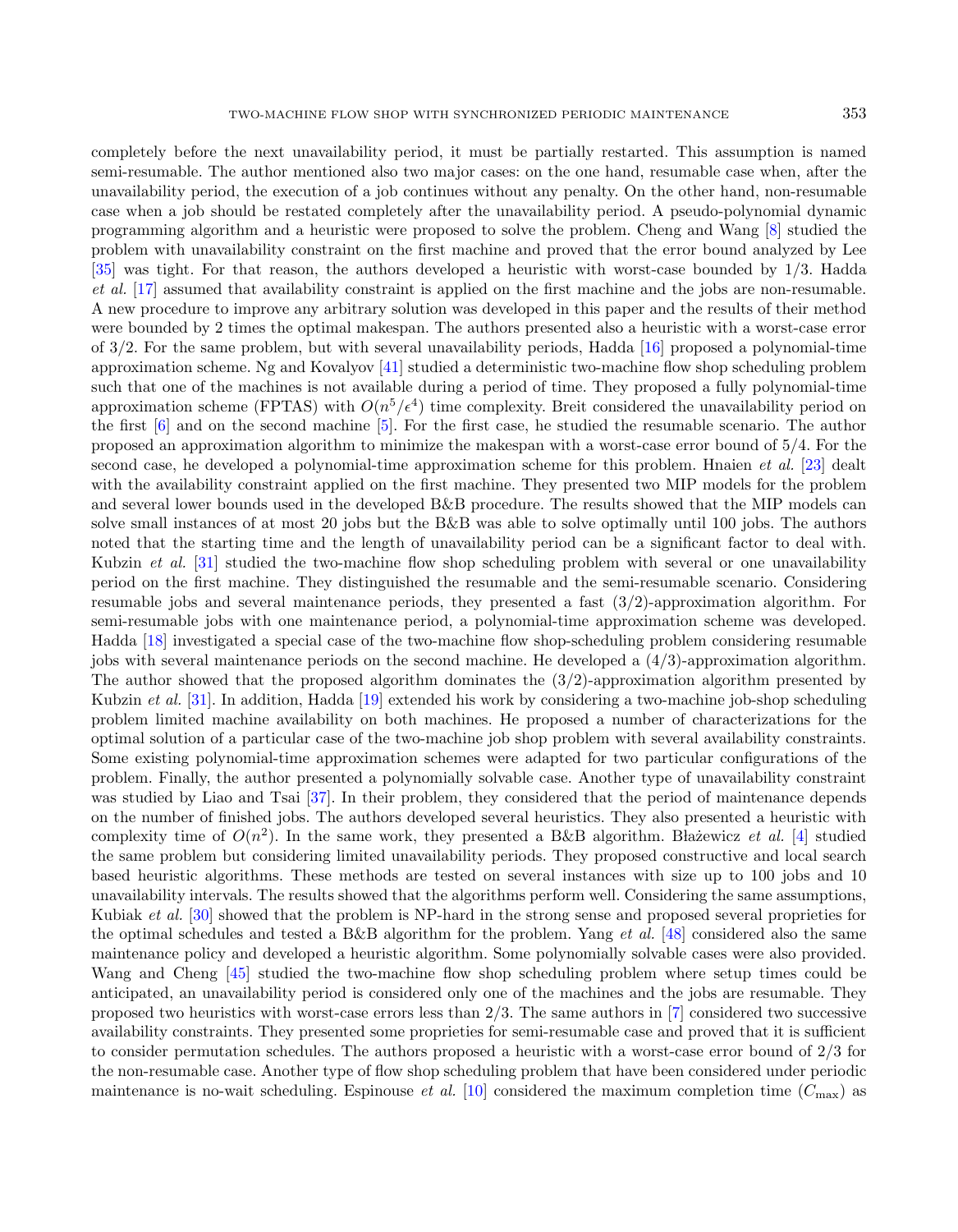completely before the next unavailability period, it must be partially restarted. This assumption is named semi-resumable. The author mentioned also two major cases: on the one hand, resumable case when, after the unavailability period, the execution of a job continues without any penalty. On the other hand, non-resumable case when a job should be restated completely after the unavailability period. A pseudo-polynomial dynamic programming algorithm and a heuristic were proposed to solve the problem. Cheng and Wang [8] studied the problem with unavailability constraint on the first machine and proved that the error bound analyzed by Lee [35] was tight. For that reason, the authors developed a heuristic with worst-case bounded by 1/3. Hadda *et al.* [17] assumed that availability constraint is applied on the first machine and the jobs are non-resumable. A new procedure to improve any arbitrary solution was developed in this paper and the results of their method were bounded by 2 times the optimal makespan. The authors presented also a heuristic with a worst-case error of 3/2. For the same problem, but with several unavailability periods, Hadda [16] proposed a polynomial-time approximation scheme. Ng and Kovalyov [41] studied a deterministic two-machine flow shop scheduling problem such that one of the machines is not available during a period of time. They proposed a fully polynomial-time approximation scheme (FPTAS) with $O(n^5/\epsilon^4)$ time complexity. Breit considered the unavailability period on the first [6] and on the second machine [5]. For the first case, he studied the resumable scenario. The author proposed an approximation algorithm to minimize the makespan with a worst-case error bound of 5/4. For the second case, he developed a polynomial-time approximation scheme for this problem. Hnaien *et al.* [23] dealt with the availability constraint applied on the first machine. They presented two MIP models for the problem and several lower bounds used in the developed B&B procedure. The results showed that the MIP models can solve small instances of at most 20 jobs but the B&B was able to solve optimally until 100 jobs. The authors noted that the starting time and the length of unavailability period can be a significant factor to deal with. Kubzin *et al.* [31] studied the two-machine flow shop scheduling problem with several or one unavailability period on the first machine. They distinguished the resumable and the semi-resumable scenario. Considering resumable jobs and several maintenance periods, they presented a fast (3/2)-approximation algorithm. For semi-resumable jobs with one maintenance period, a polynomial-time approximation scheme was developed. Hadda [18] investigated a special case of the two-machine flow shop-scheduling problem considering resumable jobs with several maintenance periods on the second machine. He developed a (4/3)-approximation algorithm. The author showed that the proposed algorithm dominates the (3/2)-approximation algorithm presented by Kubzin *et al.* [31]. In addition, Hadda [19] extended his work by considering a two-machine job-shop scheduling problem limited machine availability on both machines. He proposed a number of characterizations for the optimal solution of a particular case of the two-machine job shop problem with several availability constraints. Some existing polynomial-time approximation schemes were adapted for two particular configurations of the problem. Finally, the author presented a polynomially solvable case. Another type of unavailability constraint was studied by Liao and Tsai [37]. In their problem, they considered that the period of maintenance depends on the number of finished jobs. The authors developed several heuristics. They also presented a heuristic with complexity time of $O(n^2)$. In the same work, they presented a B&B algorithm. Błażewicz *et al.* [4] studied the same problem but considering limited unavailability periods. They proposed constructive and local search based heuristic algorithms. These methods are tested on several instances with size up to 100 jobs and 10 unavailability intervals. The results showed that the algorithms perform well. Considering the same assumptions, Kubiak *et al.* [30] showed that the problem is NP-hard in the strong sense and proposed several proprieties for the optimal schedules and tested a B&B algorithm for the problem. Yang *et al.* [48] considered also the same maintenance policy and developed a heuristic algorithm. Some polynomially solvable cases were also provided. Wang and Cheng [45] studied the two-machine flow shop scheduling problem where setup times could be anticipated, an unavailability period is considered only one of the machines and the jobs are resumable. They proposed two heuristics with worst-case errors less than 2/3. The same authors in [7] considered two successive availability constraints. They presented some proprieties for semi-resumable case and proved that it is sufficient to consider permutation schedules. The authors proposed a heuristic with a worst-case error bound of 2/3 for the non-resumable case. Another type of flow shop scheduling problem that have been considered under periodic maintenance is no-wait scheduling. Espinouse *et al.* [10] considered the maximum completion time ($C_{\max}$) as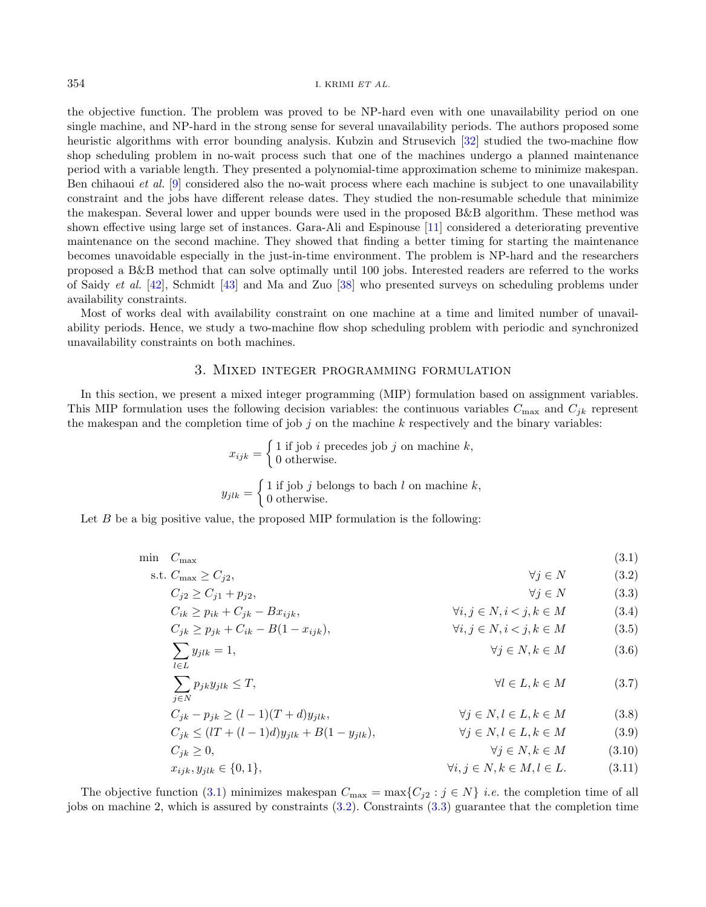the objective function. The problem was proved to be NP-hard even with one unavailability period on one single machine, and NP-hard in the strong sense for several unavailability periods. The authors proposed some heuristic algorithms with error bounding analysis. Kubzin and Strusevich [32] studied the two-machine flow shop scheduling problem in no-wait process such that one of the machines undergo a planned maintenance period with a variable length. They presented a polynomial-time approximation scheme to minimize makespan. Ben chihaoui *et al.* [9] considered also the no-wait process where each machine is subject to one unavailability constraint and the jobs have different release dates. They studied the non-resumable schedule that minimize the makespan. Several lower and upper bounds were used in the proposed B&B algorithm. These method was shown effective using large set of instances. Gara-Ali and Espinouse [11] considered a deteriorating preventive maintenance on the second machine. They showed that finding a better timing for starting the maintenance becomes unavoidable especially in the just-in-time environment. The problem is NP-hard and the researchers proposed a B&B method that can solve optimally until 100 jobs. Interested readers are referred to the works of Saidy *et al.* [42], Schmidt [43] and Ma and Zuo [38] who presented surveys on scheduling problems under availability constraints.

Most of works deal with availability constraint on one machine at a time and limited number of unavailability periods. Hence, we study a two-machine flow shop scheduling problem with periodic and synchronized unavailability constraints on both machines.

## 3. Mixed integer programming formulation

In this section, we present a mixed integer programming (MIP) formulation based on assignment variables. This MIP formulation uses the following decision variables: the continuous variables $C_{\max}$ and $C_{jk}$ represent the makespan and the completion time of job $j$ on the machine $k$ respectively and the binary variables:

$$x_{ijk} = \begin{cases} 1 \text{ if job } i \text{ precedes job } j \text{ on machine } k, \\ 0 \text{ otherwise.} \end{cases}$$

$$y_{jlk} = \begin{cases} 1 \text{ if job } j \text{ belongs to bach } l \text{ on machine } k, \\ 0 \text{ otherwise.} \end{cases}$$

Let $B$ be a big positive value, the proposed MIP formulation is the following:

$$\min \quad C_{\max} \tag{3.1}$$

$$\text{s.t. } C_{\max} \geq C_{j2}, \qquad \forall j \in N \tag{3.2}$$

$$C_{j2} \geq C_{j1} + p_{j2}, \qquad \forall j \in N \tag{3.3}$$

$$C_{ik} \geq p_{ik} + C_{jk} - Bx_{ijk}, \qquad \forall i,j \in N, i<j, k \in M \tag{3.4}$$

$$C_{jk} \geq p_{jk} + C_{ik} - B(1 - x_{ijk}), \qquad \forall i,j \in N, i<j, k \in M \tag{3.5}$$

$$\sum_{l \in L} y_{jlk} = 1, \qquad \forall j \in N, k \in M \tag{3.6}$$

$$\sum_{j \in N} p_{jk} y_{jlk} \leq T, \qquad \forall l \in L, k \in M \tag{3.7}$$

$$C_{jk} - p_{jk} \geq (l-1)(T+d)y_{jlk}, \qquad \forall j \in N, l \in L, k \in M \tag{3.8}$$

$$C_{jk} \leq (lT + (l-1)d)y_{jlk} + B(1 - y_{jlk}), \qquad \forall j \in N, l \in L, k \in M \tag{3.9}$$

$$C_{jk} \geq 0, \qquad \forall j \in N, k \in M \tag{3.10}$$

$$x_{ijk}, y_{jlk} \in \{0,1\}, \qquad \forall i,j \in N, k \in M, l \in L. \tag{3.11}$$

The objective function (3.1) minimizes makespan $C_{\max} = \max\{C_{j2} : j \in N\}$ *i.e.* the completion time of all jobs on machine 2, which is assured by constraints (3.2). Constraints (3.3) guarantee that the completion time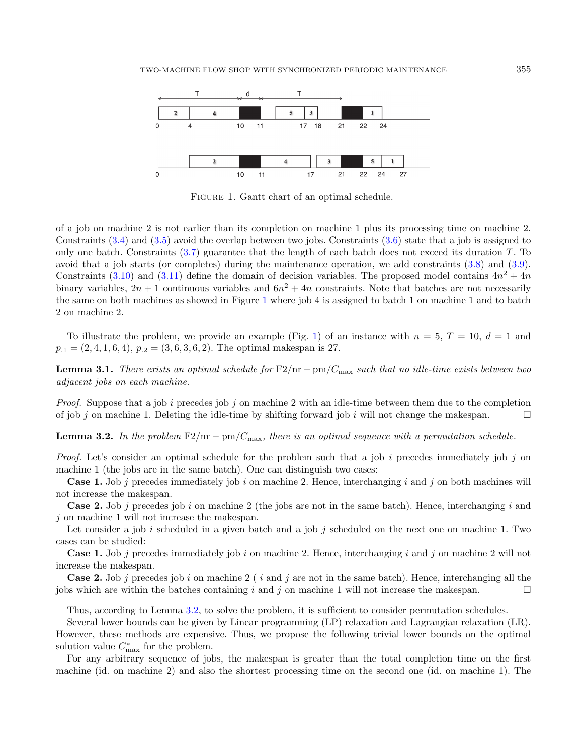FIGURE 1. Gantt chart of an optimal schedule.

of a job on machine 2 is not earlier than its completion on machine 1 plus its processing time on machine 2. Constraints (3.4) and (3.5) avoid the overlap between two jobs. Constraints (3.6) state that a job is assigned to only one batch. Constraints (3.7) guarantee that the length of each batch does not exceed its duration $T$. To avoid that a job starts (or completes) during the maintenance operation, we add constraints (3.8) and (3.9). Constraints (3.10) and (3.11) define the domain of decision variables. The proposed model contains $4n^2 + 4n$ binary variables, $2n + 1$ continuous variables and $6n^2 + 4n$ constraints. Note that batches are not necessarily the same on both machines as showed in Figure 1 where job 4 is assigned to batch 1 on machine 1 and to batch 2 on machine 2.

To illustrate the problem, we provide an example (Fig. 1) of an instance with $n = 5$, $T = 10$, $d = 1$ and $p_{.1} = (2, 4, 1, 6, 4)$, $p_{.2} = (3, 6, 3, 6, 2)$. The optimal makespan is 27.

**Lemma 3.1.** *There exists an optimal schedule for* $\mathrm{F2/nr-pm}/C_{\max}$ *such that no idle-time exists between two adjacent jobs on each machine.*

*Proof.* Suppose that a job $i$ precedes job $j$ on machine 2 with an idle-time between them due to the completion of job $j$ on machine 1. Deleting the idle-time by shifting forward job $i$ will not change the makespan. □

**Lemma 3.2.** *In the problem* $\mathrm{F2/nr-pm}/C_{\max}$*, there is an optimal sequence with a permutation schedule.*

*Proof.* Let's consider an optimal schedule for the problem such that a job $i$ precedes immediately job $j$ on machine 1 (the jobs are in the same batch). One can distinguish two cases:

**Case 1.** Job $j$ precedes immediately job $i$ on machine 2. Hence, interchanging $i$ and $j$ on both machines will not increase the makespan.

**Case 2.** Job $j$ precedes job $i$ on machine 2 (the jobs are not in the same batch). Hence, interchanging $i$ and $j$ on machine 1 will not increase the makespan.

Let consider a job $i$ scheduled in a given batch and a job $j$ scheduled on the next one on machine 1. Two cases can be studied:

**Case 1.** Job $j$ precedes immediately job $i$ on machine 2. Hence, interchanging $i$ and $j$ on machine 2 will not increase the makespan.

**Case 2.** Job $j$ precedes job $i$ on machine 2 ( $i$ and $j$ are not in the same batch). Hence, interchanging all the jobs which are within the batches containing $i$ and $j$ on machine 1 will not increase the makespan. □

Thus, according to Lemma 3.2, to solve the problem, it is sufficient to consider permutation schedules.

Several lower bounds can be given by Linear programming (LP) relaxation and Lagrangian relaxation (LR). However, these methods are expensive. Thus, we propose the following trivial lower bounds on the optimal solution value $C^*_{\max}$ for the problem.

For any arbitrary sequence of jobs, the makespan is greater than the total completion time on the first machine (id. on machine 2) and also the shortest processing time on the second one (id. on machine 1). The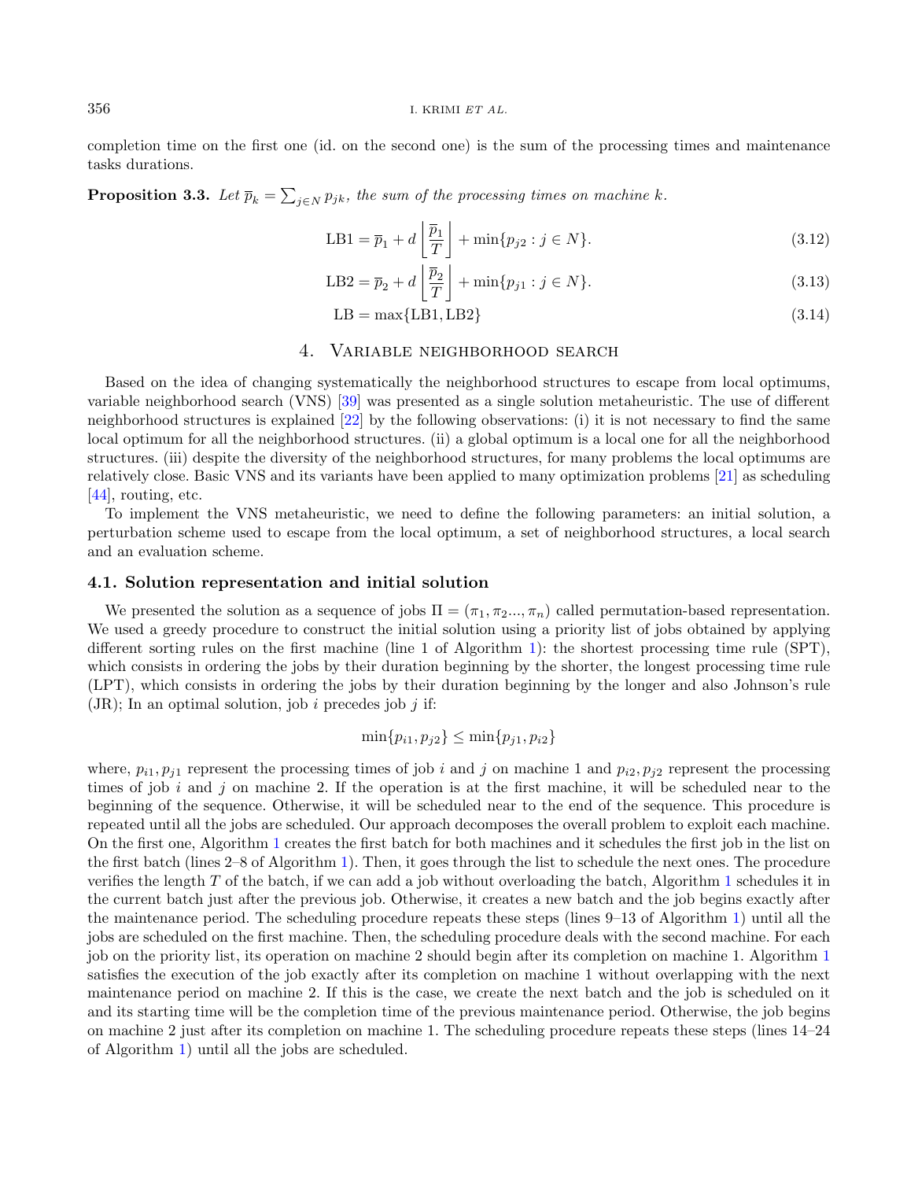completion time on the first one (id. on the second one) is the sum of the processing times and maintenance tasks durations.

**Proposition 3.3.** *Let $\overline{p}_k = \sum_{j \in N} p_{jk}$, the sum of the processing times on machine $k$.*

$$\text{LB1} = \overline{p}_1 + d \left\lfloor \frac{\overline{p}_1}{T} \right\rfloor + \min\{p_{j2} : j \in N\}. \tag{3.12}$$

$$\text{LB2} = \overline{p}_2 + d \left\lfloor \frac{\overline{p}_2}{T} \right\rfloor + \min\{p_{j1} : j \in N\}. \tag{3.13}$$

$$\text{LB} = \max\{\text{LB1}, \text{LB2}\} \tag{3.14}$$

## 4. Variable neighborhood search

Based on the idea of changing systematically the neighborhood structures to escape from local optimums, variable neighborhood search (VNS) [39] was presented as a single solution metaheuristic. The use of different neighborhood structures is explained [22] by the following observations: (i) it is not necessary to find the same local optimum for all the neighborhood structures. (ii) a global optimum is a local one for all the neighborhood structures. (iii) despite the diversity of the neighborhood structures, for many problems the local optimums are relatively close. Basic VNS and its variants have been applied to many optimization problems [21] as scheduling [44], routing, etc.

To implement the VNS metaheuristic, we need to define the following parameters: an initial solution, a perturbation scheme used to escape from the local optimum, a set of neighborhood structures, a local search and an evaluation scheme.

### 4.1. Solution representation and initial solution

We presented the solution as a sequence of jobs $\Pi = (\pi_1, \pi_2 ..., \pi_n)$ called permutation-based representation. We used a greedy procedure to construct the initial solution using a priority list of jobs obtained by applying different sorting rules on the first machine (line 1 of Algorithm 1): the shortest processing time rule (SPT), which consists in ordering the jobs by their duration beginning by the shorter, the longest processing time rule (LPT), which consists in ordering the jobs by their duration beginning by the longer and also Johnson's rule (JR); In an optimal solution, job $i$ precedes job $j$ if:

$$\min\{p_{i1}, p_{j2}\} \leq \min\{p_{j1}, p_{i2}\}$$

where, $p_{i1}, p_{j1}$ represent the processing times of job $i$ and $j$ on machine 1 and $p_{i2}, p_{j2}$ represent the processing times of job $i$ and $j$ on machine 2. If the operation is at the first machine, it will be scheduled near to the beginning of the sequence. Otherwise, it will be scheduled near to the end of the sequence. This procedure is repeated until all the jobs are scheduled. Our approach decomposes the overall problem to exploit each machine. On the first one, Algorithm 1 creates the first batch for both machines and it schedules the first job in the list on the first batch (lines 2–8 of Algorithm 1). Then, it goes through the list to schedule the next ones. The procedure verifies the length $T$ of the batch, if we can add a job without overloading the batch, Algorithm 1 schedules it in the current batch just after the previous job. Otherwise, it creates a new batch and the job begins exactly after the maintenance period. The scheduling procedure repeats these steps (lines 9–13 of Algorithm 1) until all the jobs are scheduled on the first machine. Then, the scheduling procedure deals with the second machine. For each job on the priority list, its operation on machine 2 should begin after its completion on machine 1. Algorithm 1 satisfies the execution of the job exactly after its completion on machine 1 without overlapping with the next maintenance period on machine 2. If this is the case, we create the next batch and the job is scheduled on it and its starting time will be the completion time of the previous maintenance period. Otherwise, the job begins on machine 2 just after its completion on machine 1. The scheduling procedure repeats these steps (lines 14–24 of Algorithm 1) until all the jobs are scheduled.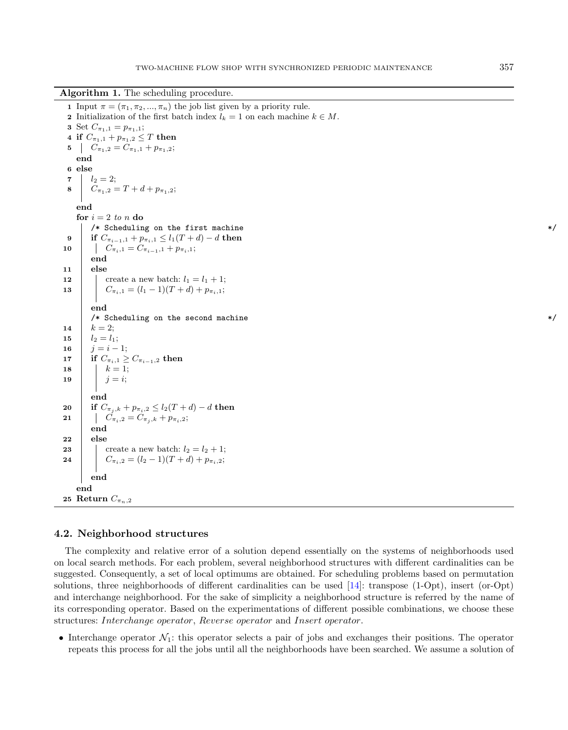**Algorithm 1.** The scheduling procedure.

```
1  Input π = (π_1, π_2, ..., π_n) the job list given by a priority rule.
2  Initialization of the first batch index l_k = 1 on each machine k ∈ M.
3  Set C_{π_1,1} = p_{π_1,1};
4  if C_{π_1,1} + p_{π_1,2} ≤ T then
5  |   C_{π_1,2} = C_{π_1,1} + p_{π_1,2};
   end
6  else
7  |   l_2 = 2;
8  |   C_{π_1,2} = T + d + p_{π_1,2};
   end
   for i = 2 to n do
       /* Scheduling on the first machine                                  */
9      if C_{π_{i-1},1} + p_{π_i,1} ≤ l_1(T + d) − d then
10     |   C_{π_i,1} = C_{π_{i-1},1} + p_{π_i,1};
       end
11     else
12     |   create a new batch: l_1 = l_1 + 1;
13     |   C_{π_i,1} = (l_1 − 1)(T + d) + p_{π_i,1};
       end
       /* Scheduling on the second machine                                 */
14     k = 2;
15     l_2 = l_1;
16     j = i − 1;
17     if C_{π_i,1} ≥ C_{π_{i-1},2} then
18     |   k = 1;
19     |   j = i;
       end
20     if C_{π_j,k} + p_{π_i,2} ≤ l_2(T + d) − d then
21     |   C_{π_i,2} = C_{π_j,k} + p_{π_i,2};
       end
22     else
23     |   create a new batch: l_2 = l_2 + 1;
24     |   C_{π_i,2} = (l_2 − 1)(T + d) + p_{π_i,2};
       end
   end
25 Return C_{π_n,2}
```

### 4.2. Neighborhood structures

The complexity and relative error of a solution depend essentially on the systems of neighborhoods used on local search methods. For each problem, several neighborhood structures with different cardinalities can be suggested. Consequently, a set of local optimums are obtained. For scheduling problems based on permutation solutions, three neighborhoods of different cardinalities can be used [14]: transpose (1-Opt), insert (or-Opt) and interchange neighborhood. For the sake of simplicity a neighborhood structure is referred by the name of its corresponding operator. Based on the experimentations of different possible combinations, we choose these structures: *Interchange operator*, *Reverse operator* and *Insert operator*.

- Interchange operator $\mathcal{N}_1$: this operator selects a pair of jobs and exchanges their positions. The operator repeats this process for all the jobs until all the neighborhoods have been searched. We assume a solution of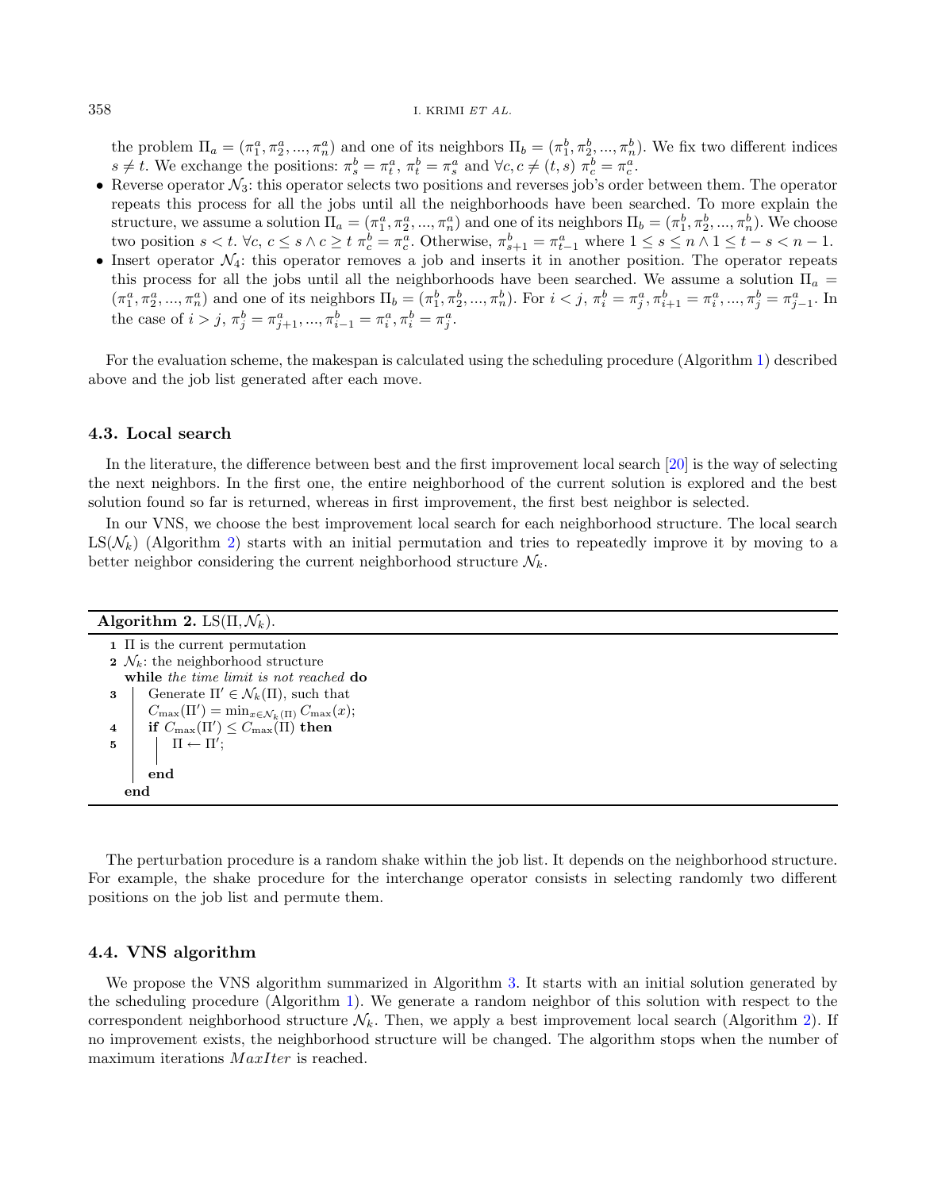the problem $\Pi_a = (\pi_1^a, \pi_2^a, ..., \pi_n^a)$ and one of its neighbors $\Pi_b = (\pi_1^b, \pi_2^b, ..., \pi_n^b)$. We fix two different indices $s \neq t$. We exchange the positions: $\pi_s^b = \pi_t^a$, $\pi_t^b = \pi_s^a$ and $\forall c, c \neq (t, s)$ $\pi_c^b = \pi_c^a$.

- Reverse operator $\mathcal{N}_3$: this operator selects two positions and reverses job's order between them. The operator repeats this process for all the jobs until all the neighborhoods have been searched. To more explain the structure, we assume a solution $\Pi_a = (\pi_1^a, \pi_2^a, ..., \pi_n^a)$ and one of its neighbors $\Pi_b = (\pi_1^b, \pi_2^b, ..., \pi_n^b)$. We choose two position $s < t$. $\forall c$, $c \leq s \wedge c \geq t$ $\pi_c^b = \pi_c^a$. Otherwise, $\pi_{s+1}^b = \pi_{t-1}^a$ where $1 \leq s \leq n \wedge 1 \leq t - s < n - 1$.
- Insert operator $\mathcal{N}_4$: this operator removes a job and inserts it in another position. The operator repeats this process for all the jobs until all the neighborhoods have been searched. We assume a solution $\Pi_a = (\pi_1^a, \pi_2^a, ..., \pi_n^a)$ and one of its neighbors $\Pi_b = (\pi_1^b, \pi_2^b, ..., \pi_n^b)$. For $i < j$, $\pi_i^b = \pi_j^a, \pi_{i+1}^b = \pi_i^a, ..., \pi_j^b = \pi_{j-1}^a$. In the case of $i > j$, $\pi_j^b = \pi_{j+1}^a, ..., \pi_{i-1}^b = \pi_i^a, \pi_i^b = \pi_j^a$.

For the evaluation scheme, the makespan is calculated using the scheduling procedure (Algorithm 1) described above and the job list generated after each move.

### 4.3. Local search

In the literature, the difference between best and the first improvement local search [20] is the way of selecting the next neighbors. In the first one, the entire neighborhood of the current solution is explored and the best solution found so far is returned, whereas in first improvement, the first best neighbor is selected.

In our VNS, we choose the best improvement local search for each neighborhood structure. The local search $\text{LS}(\mathcal{N}_k)$ (Algorithm 2) starts with an initial permutation and tries to repeatedly improve it by moving to a better neighbor considering the current neighborhood structure $\mathcal{N}_k$.

**Algorithm 2.** $\text{LS}(\Pi, \mathcal{N}_k)$.

```
1 Π is the current permutation
2 N_k: the neighborhood structure
  while the time limit is not reached do
3     Generate Π' ∈ N_k(Π), such that
      C_max(Π') = min_{x ∈ N_k(Π)} C_max(x);
4     if C_max(Π') ≤ C_max(Π) then
5         Π ← Π';
      end
  end
```

The perturbation procedure is a random shake within the job list. It depends on the neighborhood structure. For example, the shake procedure for the interchange operator consists in selecting randomly two different positions on the job list and permute them.

### 4.4. VNS algorithm

We propose the VNS algorithm summarized in Algorithm 3. It starts with an initial solution generated by the scheduling procedure (Algorithm 1). We generate a random neighbor of this solution with respect to the correspondent neighborhood structure $\mathcal{N}_k$. Then, we apply a best improvement local search (Algorithm 2). If no improvement exists, the neighborhood structure will be changed. The algorithm stops when the number of maximum iterations *MaxIter* is reached.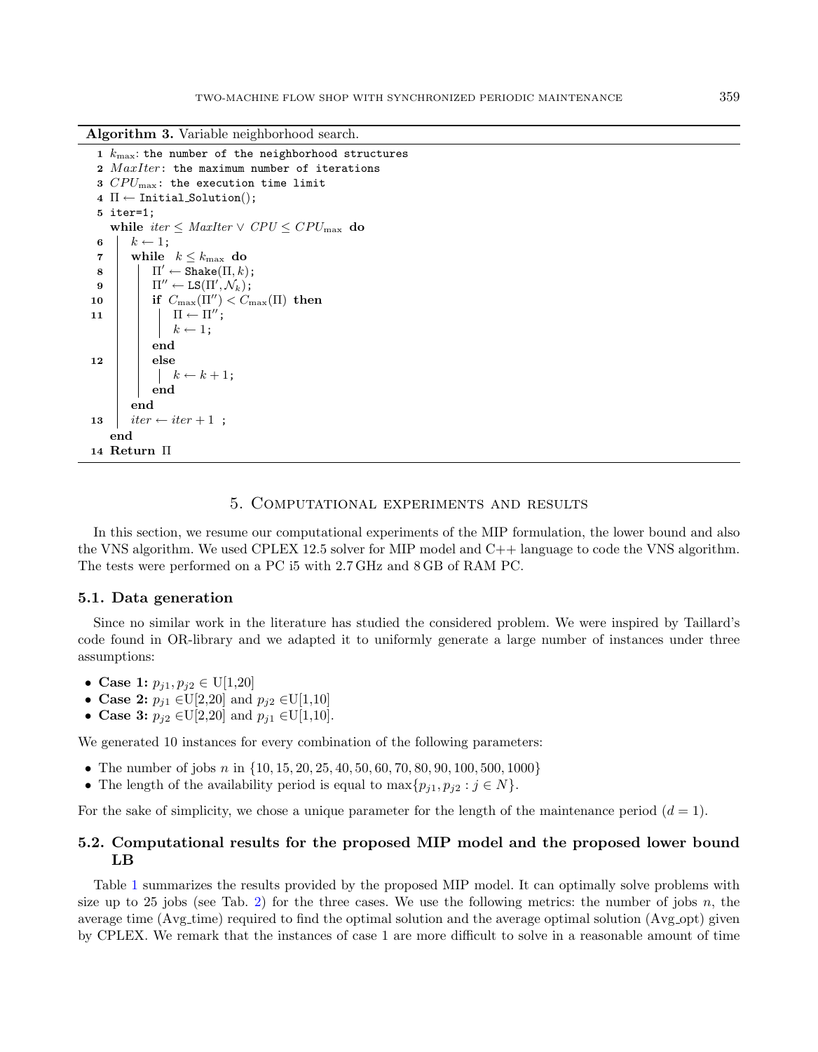**Algorithm 3.** Variable neighborhood search.

```
1  k_max: the number of the neighborhood structures
2  MaxIter: the maximum number of iterations
3  CPU_max: the execution time limit
4  Π ← Initial_Solution();
5  iter=1;
   while iter ≤ MaxIter ∨ CPU ≤ CPU_max do
6      k ← 1;
7      while k ≤ k_max do
8          Π′ ← Shake(Π, k);
9          Π″ ← LS(Π′, N_k);
10         if C_max(Π″) < C_max(Π) then
11             Π ← Π″;
               k ← 1;
           end
12         else
               k ← k + 1;
           end
       end
13     iter ← iter + 1 ;
   end
14 Return Π
```

## 5. Computational experiments and results

In this section, we resume our computational experiments of the MIP formulation, the lower bound and also the VNS algorithm. We used CPLEX 12.5 solver for MIP model and C++ language to code the VNS algorithm. The tests were performed on a PC i5 with 2.7 GHz and 8 GB of RAM PC.

### 5.1. Data generation

Since no similar work in the literature has studied the considered problem. We were inspired by Taillard's code found in OR-library and we adapted it to uniformly generate a large number of instances under three assumptions:

- **Case 1:** $p_{j1}, p_{j2} \in$ U[1,20]
- **Case 2:** $p_{j1} \in$U[2,20] and $p_{j2} \in$U[1,10]
- **Case 3:** $p_{j2} \in$U[2,20] and $p_{j1} \in$U[1,10].

We generated 10 instances for every combination of the following parameters:

- The number of jobs $n$ in $\{10, 15, 20, 25, 40, 50, 60, 70, 80, 90, 100, 500, 1000\}$
- The length of the availability period is equal to $\max\{p_{j1}, p_{j2} : j \in N\}$.

For the sake of simplicity, we chose a unique parameter for the length of the maintenance period ($d = 1$).

### 5.2. Computational results for the proposed MIP model and the proposed lower bound LB

Table 1 summarizes the results provided by the proposed MIP model. It can optimally solve problems with size up to 25 jobs (see Tab. 2) for the three cases. We use the following metrics: the number of jobs $n$, the average time (Avg_time) required to find the optimal solution and the average optimal solution (Avg_opt) given by CPLEX. We remark that the instances of case 1 are more difficult to solve in a reasonable amount of time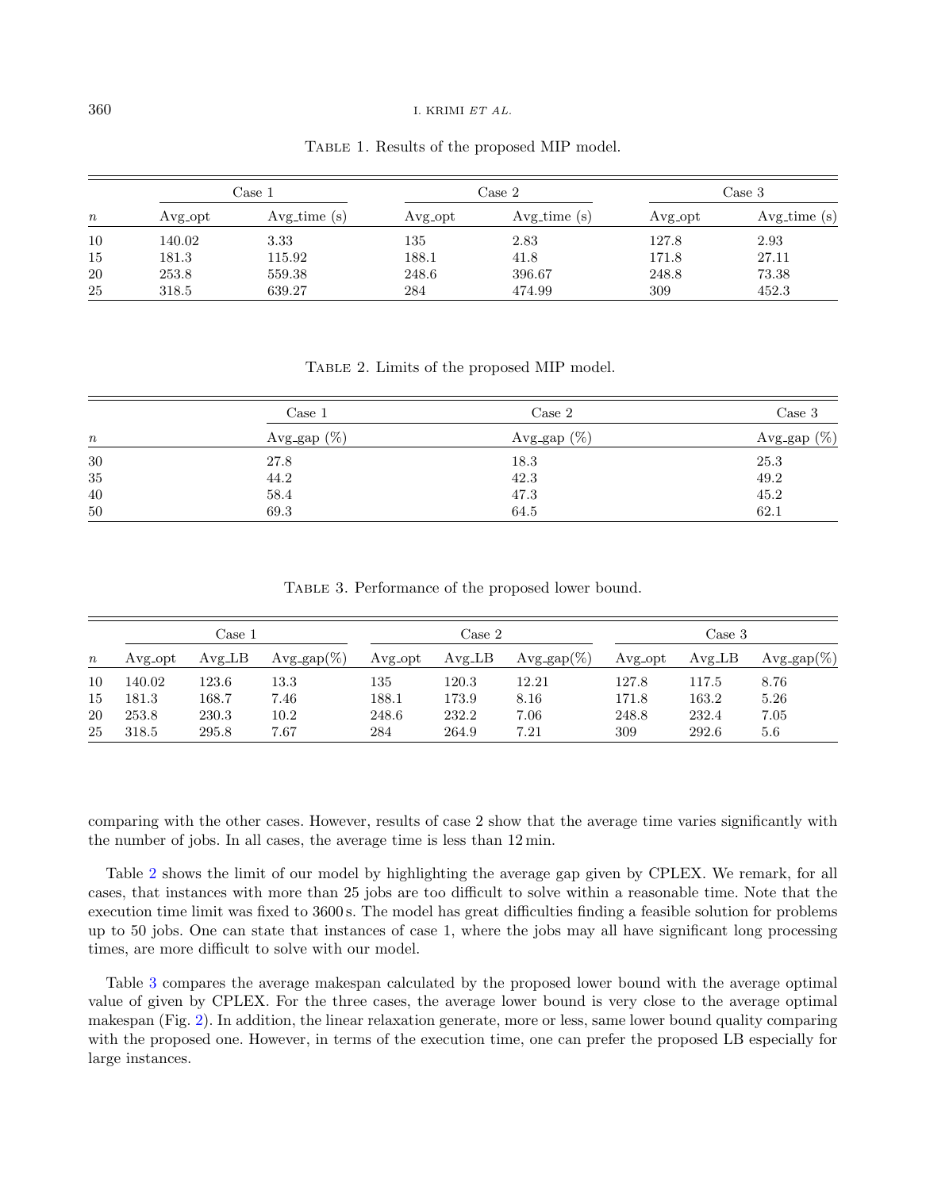Table 1. Results of the proposed MIP model.

| | Case 1 | | Case 2 | | Case 3 | |
|---|---|---|---|---|---|---|
| $n$ | Avg_opt | Avg_time (s) | Avg_opt | Avg_time (s) | Avg_opt | Avg_time (s) |
| 10 | 140.02 | 3.33 | 135 | 2.83 | 127.8 | 2.93 |
| 15 | 181.3 | 115.92 | 188.1 | 41.8 | 171.8 | 27.11 |
| 20 | 253.8 | 559.38 | 248.6 | 396.67 | 248.8 | 73.38 |
| 25 | 318.5 | 639.27 | 284 | 474.99 | 309 | 452.3 |

Table 2. Limits of the proposed MIP model.

| | Case 1 | Case 2 | Case 3 |
|---|---|---|---|
| $n$ | Avg_gap (%) | Avg_gap (%) | Avg_gap (%) |
| 30 | 27.8 | 18.3 | 25.3 |
| 35 | 44.2 | 42.3 | 49.2 |
| 40 | 58.4 | 47.3 | 45.2 |
| 50 | 69.3 | 64.5 | 62.1 |

Table 3. Performance of the proposed lower bound.

| | Case 1 | | | Case 2 | | | Case 3 | | |
|---|---|---|---|---|---|---|---|---|---|
| $n$ | Avg_opt | Avg_LB | Avg_gap(%) | Avg_opt | Avg_LB | Avg_gap(%) | Avg_opt | Avg_LB | Avg_gap(%) |
| 10 | 140.02 | 123.6 | 13.3 | 135 | 120.3 | 12.21 | 127.8 | 117.5 | 8.76 |
| 15 | 181.3 | 168.7 | 7.46 | 188.1 | 173.9 | 8.16 | 171.8 | 163.2 | 5.26 |
| 20 | 253.8 | 230.3 | 10.2 | 248.6 | 232.2 | 7.06 | 248.8 | 232.4 | 7.05 |
| 25 | 318.5 | 295.8 | 7.67 | 284 | 264.9 | 7.21 | 309 | 292.6 | 5.6 |

comparing with the other cases. However, results of case 2 show that the average time varies significantly with the number of jobs. In all cases, the average time is less than 12 min.

Table 2 shows the limit of our model by highlighting the average gap given by CPLEX. We remark, for all cases, that instances with more than 25 jobs are too difficult to solve within a reasonable time. Note that the execution time limit was fixed to 3600 s. The model has great difficulties finding a feasible solution for problems up to 50 jobs. One can state that instances of case 1, where the jobs may all have significant long processing times, are more difficult to solve with our model.

Table 3 compares the average makespan calculated by the proposed lower bound with the average optimal value of given by CPLEX. For the three cases, the average lower bound is very close to the average optimal makespan (Fig. 2). In addition, the linear relaxation generate, more or less, same lower bound quality comparing with the proposed one. However, in terms of the execution time, one can prefer the proposed LB especially for large instances.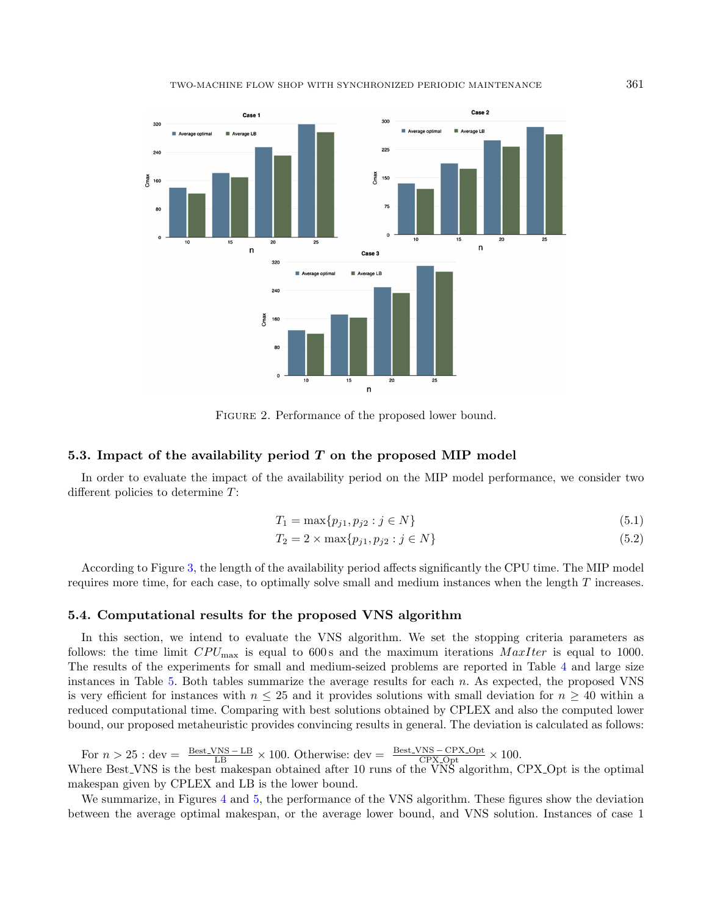FIGURE 2. Performance of the proposed lower bound.

### 5.3. Impact of the availability period $T$ on the proposed MIP model

In order to evaluate the impact of the availability period on the MIP model performance, we consider two different policies to determine $T$:

$$T_1 = \max\{p_{j1}, p_{j2} : j \in N\} \tag{5.1}$$

$$T_2 = 2 \times \max\{p_{j1}, p_{j2} : j \in N\} \tag{5.2}$$

According to Figure 3, the length of the availability period affects significantly the CPU time. The MIP model requires more time, for each case, to optimally solve small and medium instances when the length $T$ increases.

### 5.4. Computational results for the proposed VNS algorithm

In this section, we intend to evaluate the VNS algorithm. We set the stopping criteria parameters as follows: the time limit $CPU_{\max}$ is equal to 600 s and the maximum iterations $MaxIter$ is equal to 1000. The results of the experiments for small and medium-seized problems are reported in Table 4 and large size instances in Table 5. Both tables summarize the average results for each $n$. As expected, the proposed VNS is very efficient for instances with $n \leq 25$ and it provides solutions with small deviation for $n \geq 40$ within a reduced computational time. Comparing with best solutions obtained by CPLEX and also the computed lower bound, our proposed metaheuristic provides convincing results in general. The deviation is calculated as follows:

For $n > 25$ : dev $= \frac{\text{Best\_VNS} - \text{LB}}{\text{LB}} \times 100$. Otherwise: dev $= \frac{\text{Best\_VNS} - \text{CPX\_Opt}}{\text{CPX\_Opt}} \times 100$.
Where Best_VNS is the best makespan obtained after 10 runs of the VNS algorithm, CPX_Opt is the optimal makespan given by CPLEX and LB is the lower bound.

We summarize, in Figures 4 and 5, the performance of the VNS algorithm. These figures show the deviation between the average optimal makespan, or the average lower bound, and VNS solution. Instances of case 1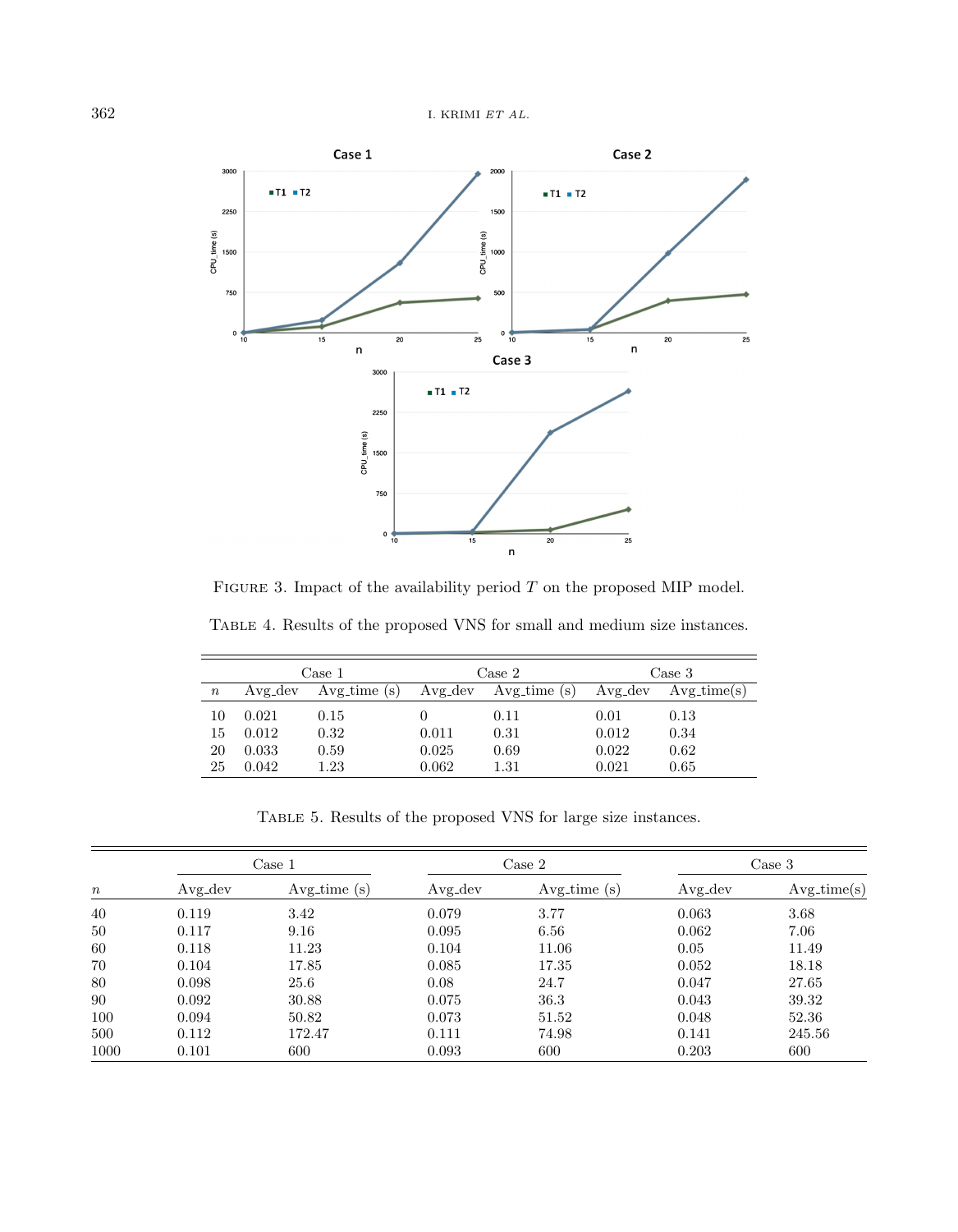Figure 3. Impact of the availability period $T$ on the proposed MIP model.

Table 4. Results of the proposed VNS for small and medium size instances.

| | Case 1 | | Case 2 | | Case 3 | |
|---|---|---|---|---|---|---|
| $n$ | Avg_dev | Avg_time (s) | Avg_dev | Avg_time (s) | Avg_dev | Avg_time(s) |
| 10 | 0.021 | 0.15 | 0 | 0.11 | 0.01 | 0.13 |
| 15 | 0.012 | 0.32 | 0.011 | 0.31 | 0.012 | 0.34 |
| 20 | 0.033 | 0.59 | 0.025 | 0.69 | 0.022 | 0.62 |
| 25 | 0.042 | 1.23 | 0.062 | 1.31 | 0.021 | 0.65 |

Table 5. Results of the proposed VNS for large size instances.

| | Case 1 | | Case 2 | | Case 3 | |
|---|---|---|---|---|---|---|
| $n$ | Avg_dev | Avg_time (s) | Avg_dev | Avg_time (s) | Avg_dev | Avg_time(s) |
| 40 | 0.119 | 3.42 | 0.079 | 3.77 | 0.063 | 3.68 |
| 50 | 0.117 | 9.16 | 0.095 | 6.56 | 0.062 | 7.06 |
| 60 | 0.118 | 11.23 | 0.104 | 11.06 | 0.05 | 11.49 |
| 70 | 0.104 | 17.85 | 0.085 | 17.35 | 0.052 | 18.18 |
| 80 | 0.098 | 25.6 | 0.08 | 24.7 | 0.047 | 27.65 |
| 90 | 0.092 | 30.88 | 0.075 | 36.3 | 0.043 | 39.32 |
| 100 | 0.094 | 50.82 | 0.073 | 51.52 | 0.048 | 52.36 |
| 500 | 0.112 | 172.47 | 0.111 | 74.98 | 0.141 | 245.56 |
| 1000 | 0.101 | 600 | 0.093 | 600 | 0.203 | 600 |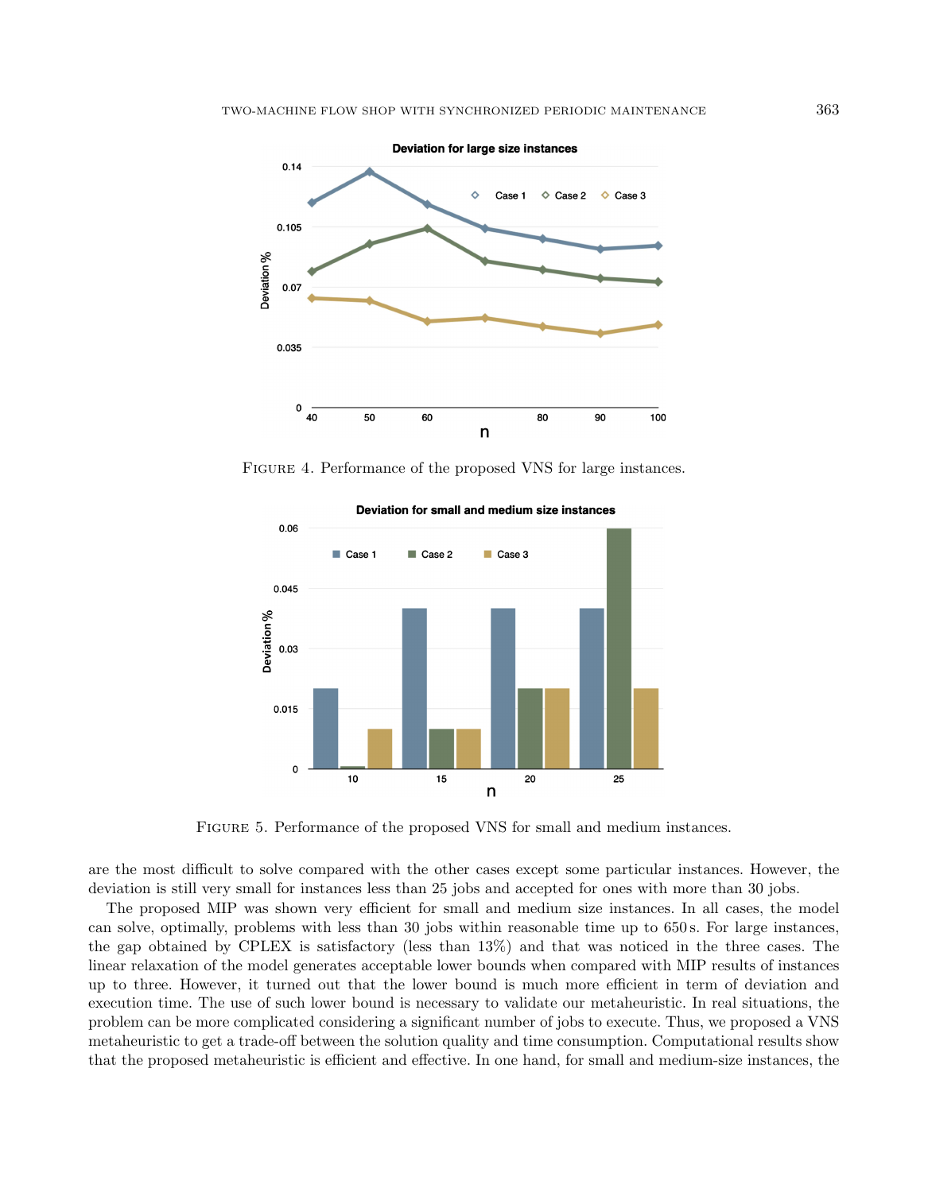FIGURE 4. Performance of the proposed VNS for large instances.

FIGURE 5. Performance of the proposed VNS for small and medium instances.

are the most difficult to solve compared with the other cases except some particular instances. However, the deviation is still very small for instances less than 25 jobs and accepted for ones with more than 30 jobs.

The proposed MIP was shown very efficient for small and medium size instances. In all cases, the model can solve, optimally, problems with less than 30 jobs within reasonable time up to 650 s. For large instances, the gap obtained by CPLEX is satisfactory (less than 13%) and that was noticed in the three cases. The linear relaxation of the model generates acceptable lower bounds when compared with MIP results of instances up to three. However, it turned out that the lower bound is much more efficient in term of deviation and execution time. The use of such lower bound is necessary to validate our metaheuristic. In real situations, the problem can be more complicated considering a significant number of jobs to execute. Thus, we proposed a VNS metaheuristic to get a trade-off between the solution quality and time consumption. Computational results show that the proposed metaheuristic is efficient and effective. In one hand, for small and medium-size instances, the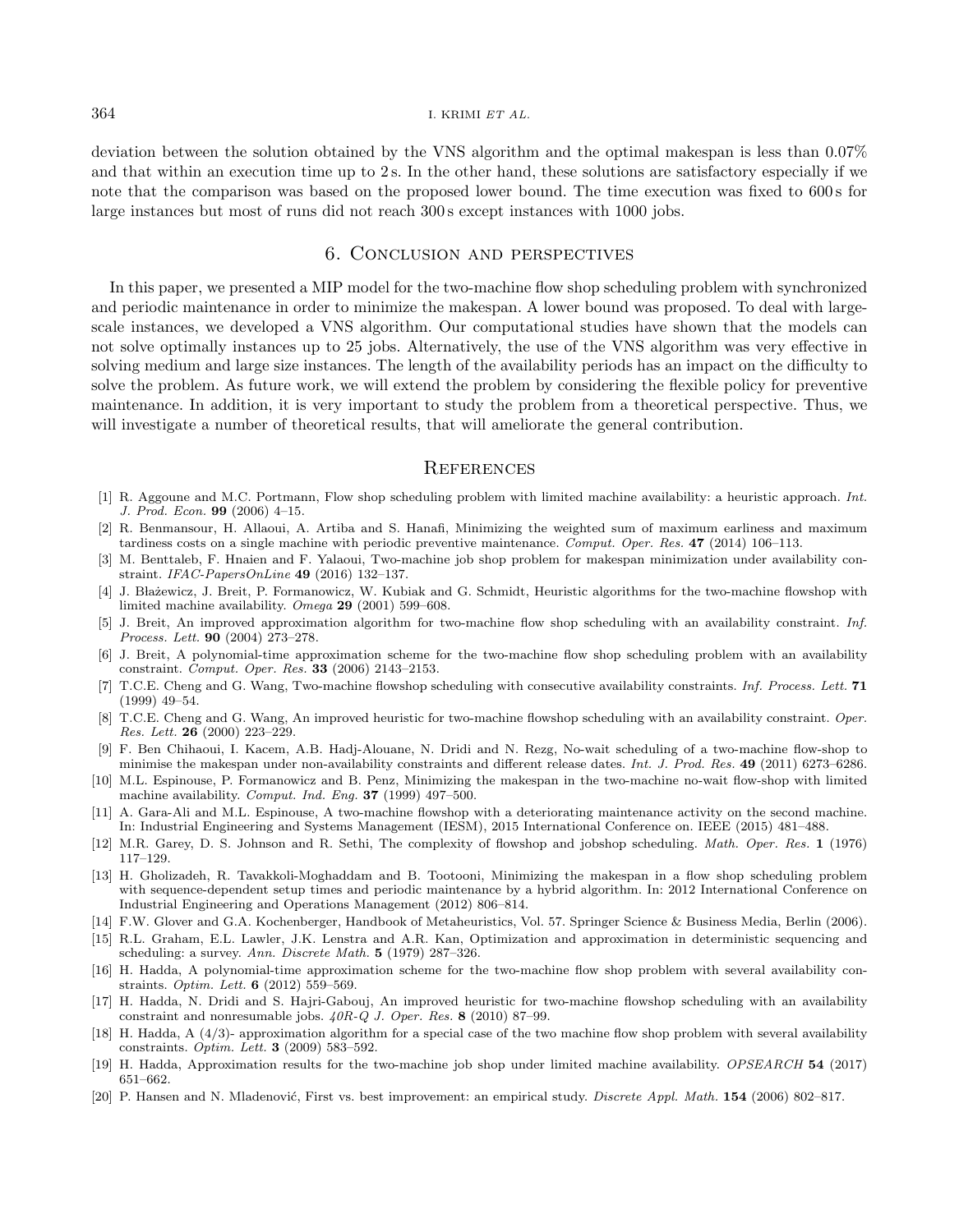deviation between the solution obtained by the VNS algorithm and the optimal makespan is less than 0.07% and that within an execution time up to 2 s. In the other hand, these solutions are satisfactory especially if we note that the comparison was based on the proposed lower bound. The time execution was fixed to 600 s for large instances but most of runs did not reach 300 s except instances with 1000 jobs.

## 6. Conclusion and perspectives

In this paper, we presented a MIP model for the two-machine flow shop scheduling problem with synchronized and periodic maintenance in order to minimize the makespan. A lower bound was proposed. To deal with large-scale instances, we developed a VNS algorithm. Our computational studies have shown that the models can not solve optimally instances up to 25 jobs. Alternatively, the use of the VNS algorithm was very effective in solving medium and large size instances. The length of the availability periods has an impact on the difficulty to solve the problem. As future work, we will extend the problem by considering the flexible policy for preventive maintenance. In addition, it is very important to study the problem from a theoretical perspective. Thus, we will investigate a number of theoretical results, that will ameliorate the general contribution.

## References

[1] R. Aggoune and M.C. Portmann, Flow shop scheduling problem with limited machine availability: a heuristic approach. *Int. J. Prod. Econ.* **99** (2006) 4–15.

[2] R. Benmansour, H. Allaoui, A. Artiba and S. Hanafi, Minimizing the weighted sum of maximum earliness and maximum tardiness costs on a single machine with periodic preventive maintenance. *Comput. Oper. Res.* **47** (2014) 106–113.

[3] M. Benttaleb, F. Hnaien and F. Yalaoui, Two-machine job shop problem for makespan minimization under availability constraint. *IFAC-PapersOnLine* **49** (2016) 132–137.

[4] J. Błażewicz, J. Breit, P. Formanowicz, W. Kubiak and G. Schmidt, Heuristic algorithms for the two-machine flowshop with limited machine availability. *Omega* **29** (2001) 599–608.

[5] J. Breit, An improved approximation algorithm for two-machine flow shop scheduling with an availability constraint. *Inf. Process. Lett.* **90** (2004) 273–278.

[6] J. Breit, A polynomial-time approximation scheme for the two-machine flow shop scheduling problem with an availability constraint. *Comput. Oper. Res.* **33** (2006) 2143–2153.

[7] T.C.E. Cheng and G. Wang, Two-machine flowshop scheduling with consecutive availability constraints. *Inf. Process. Lett.* **71** (1999) 49–54.

[8] T.C.E. Cheng and G. Wang, An improved heuristic for two-machine flowshop scheduling with an availability constraint. *Oper. Res. Lett.* **26** (2000) 223–229.

[9] F. Ben Chihaoui, I. Kacem, A.B. Hadj-Alouane, N. Dridi and N. Rezg, No-wait scheduling of a two-machine flow-shop to minimise the makespan under non-availability constraints and different release dates. *Int. J. Prod. Res.* **49** (2011) 6273–6286.

[10] M.L. Espinouse, P. Formanowicz and B. Penz, Minimizing the makespan in the two-machine no-wait flow-shop with limited machine availability. *Comput. Ind. Eng.* **37** (1999) 497–500.

[11] A. Gara-Ali and M.L. Espinouse, A two-machine flowshop with a deteriorating maintenance activity on the second machine. In: Industrial Engineering and Systems Management (IESM), 2015 International Conference on. IEEE (2015) 481–488.

[12] M.R. Garey, D. S. Johnson and R. Sethi, The complexity of flowshop and jobshop scheduling. *Math. Oper. Res.* **1** (1976) 117–129.

[13] H. Gholizadeh, R. Tavakkoli-Moghaddam and B. Tootooni, Minimizing the makespan in a flow shop scheduling problem with sequence-dependent setup times and periodic maintenance by a hybrid algorithm. In: 2012 International Conference on Industrial Engineering and Operations Management (2012) 806–814.

[14] F.W. Glover and G.A. Kochenberger, Handbook of Metaheuristics, Vol. 57. Springer Science & Business Media, Berlin (2006).

[15] R.L. Graham, E.L. Lawler, J.K. Lenstra and A.R. Kan, Optimization and approximation in deterministic sequencing and scheduling: a survey. *Ann. Discrete Math.* **5** (1979) 287–326.

[16] H. Hadda, A polynomial-time approximation scheme for the two-machine flow shop problem with several availability constraints. *Optim. Lett.* **6** (2012) 559–569.

[17] H. Hadda, N. Dridi and S. Hajri-Gabouj, An improved heuristic for two-machine flowshop scheduling with an availability constraint and nonresumable jobs. *4OR-Q J. Oper. Res.* **8** (2010) 87–99.

[18] H. Hadda, A (4/3)- approximation algorithm for a special case of the two machine flow shop problem with several availability constraints. *Optim. Lett.* **3** (2009) 583–592.

[19] H. Hadda, Approximation results for the two-machine job shop under limited machine availability. *OPSEARCH* **54** (2017) 651–662.

[20] P. Hansen and N. Mladenović, First vs. best improvement: an empirical study. *Discrete Appl. Math.* **154** (2006) 802–817.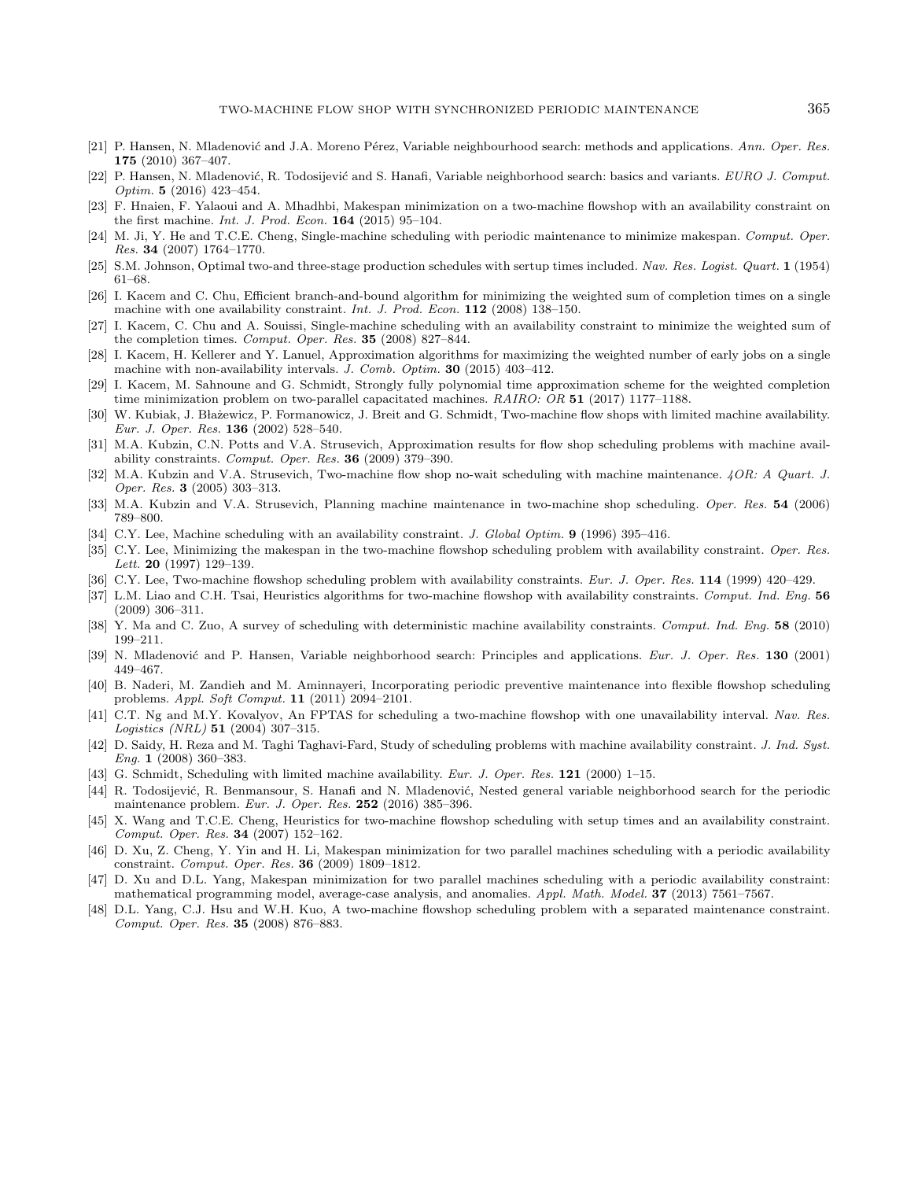[21] P. Hansen, N. Mladenović and J.A. Moreno Pérez, Variable neighbourhood search: methods and applications. *Ann. Oper. Res.* **175** (2010) 367–407.

[22] P. Hansen, N. Mladenović, R. Todosijević and S. Hanafi, Variable neighborhood search: basics and variants. *EURO J. Comput. Optim.* **5** (2016) 423–454.

[23] F. Hnaien, F. Yalaoui and A. Mhadhbi, Makespan minimization on a two-machine flowshop with an availability constraint on the first machine. *Int. J. Prod. Econ.* **164** (2015) 95–104.

[24] M. Ji, Y. He and T.C.E. Cheng, Single-machine scheduling with periodic maintenance to minimize makespan. *Comput. Oper. Res.* **34** (2007) 1764–1770.

[25] S.M. Johnson, Optimal two-and three-stage production schedules with sertup times included. *Nav. Res. Logist. Quart.* **1** (1954) 61–68.

[26] I. Kacem and C. Chu, Efficient branch-and-bound algorithm for minimizing the weighted sum of completion times on a single machine with one availability constraint. *Int. J. Prod. Econ.* **112** (2008) 138–150.

[27] I. Kacem, C. Chu and A. Souissi, Single-machine scheduling with an availability constraint to minimize the weighted sum of the completion times. *Comput. Oper. Res.* **35** (2008) 827–844.

[28] I. Kacem, H. Kellerer and Y. Lanuel, Approximation algorithms for maximizing the weighted number of early jobs on a single machine with non-availability intervals. *J. Comb. Optim.* **30** (2015) 403–412.

[29] I. Kacem, M. Sahnoune and G. Schmidt, Strongly fully polynomial time approximation scheme for the weighted completion time minimization problem on two-parallel capacitated machines. *RAIRO: OR* **51** (2017) 1177–1188.

[30] W. Kubiak, J. Błażewicz, P. Formanowicz, J. Breit and G. Schmidt, Two-machine flow shops with limited machine availability. *Eur. J. Oper. Res.* **136** (2002) 528–540.

[31] M.A. Kubzin, C.N. Potts and V.A. Strusevich, Approximation results for flow shop scheduling problems with machine availability constraints. *Comput. Oper. Res.* **36** (2009) 379–390.

[32] M.A. Kubzin and V.A. Strusevich, Two-machine flow shop no-wait scheduling with machine maintenance. *4OR: A Quart. J. Oper. Res.* **3** (2005) 303–313.

[33] M.A. Kubzin and V.A. Strusevich, Planning machine maintenance in two-machine shop scheduling. *Oper. Res.* **54** (2006) 789–800.

[34] C.Y. Lee, Machine scheduling with an availability constraint. *J. Global Optim.* **9** (1996) 395–416.

[35] C.Y. Lee, Minimizing the makespan in the two-machine flowshop scheduling problem with availability constraint. *Oper. Res. Lett.* **20** (1997) 129–139.

[36] C.Y. Lee, Two-machine flowshop scheduling problem with availability constraints. *Eur. J. Oper. Res.* **114** (1999) 420–429.

[37] L.M. Liao and C.H. Tsai, Heuristics algorithms for two-machine flowshop with availability constraints. *Comput. Ind. Eng.* **56** (2009) 306–311.

[38] Y. Ma and C. Zuo, A survey of scheduling with deterministic machine availability constraints. *Comput. Ind. Eng.* **58** (2010) 199–211.

[39] N. Mladenović and P. Hansen, Variable neighborhood search: Principles and applications. *Eur. J. Oper. Res.* **130** (2001) 449–467.

[40] B. Naderi, M. Zandieh and M. Aminnayeri, Incorporating periodic preventive maintenance into flexible flowshop scheduling problems. *Appl. Soft Comput.* **11** (2011) 2094–2101.

[41] C.T. Ng and M.Y. Kovalyov, An FPTAS for scheduling a two-machine flowshop with one unavailability interval. *Nav. Res. Logistics (NRL)* **51** (2004) 307–315.

[42] D. Saidy, H. Reza and M. Taghi Taghavi-Fard, Study of scheduling problems with machine availability constraint. *J. Ind. Syst. Eng.* **1** (2008) 360–383.

[43] G. Schmidt, Scheduling with limited machine availability. *Eur. J. Oper. Res.* **121** (2000) 1–15.

[44] R. Todosijević, R. Benmansour, S. Hanafi and N. Mladenović, Nested general variable neighborhood search for the periodic maintenance problem. *Eur. J. Oper. Res.* **252** (2016) 385–396.

[45] X. Wang and T.C.E. Cheng, Heuristics for two-machine flowshop scheduling with setup times and an availability constraint. *Comput. Oper. Res.* **34** (2007) 152–162.

[46] D. Xu, Z. Cheng, Y. Yin and H. Li, Makespan minimization for two parallel machines scheduling with a periodic availability constraint. *Comput. Oper. Res.* **36** (2009) 1809–1812.

[47] D. Xu and D.L. Yang, Makespan minimization for two parallel machines scheduling with a periodic availability constraint: mathematical programming model, average-case analysis, and anomalies. *Appl. Math. Model.* **37** (2013) 7561–7567.

[48] D.L. Yang, C.J. Hsu and W.H. Kuo, A two-machine flowshop scheduling problem with a separated maintenance constraint. *Comput. Oper. Res.* **35** (2008) 876–883.